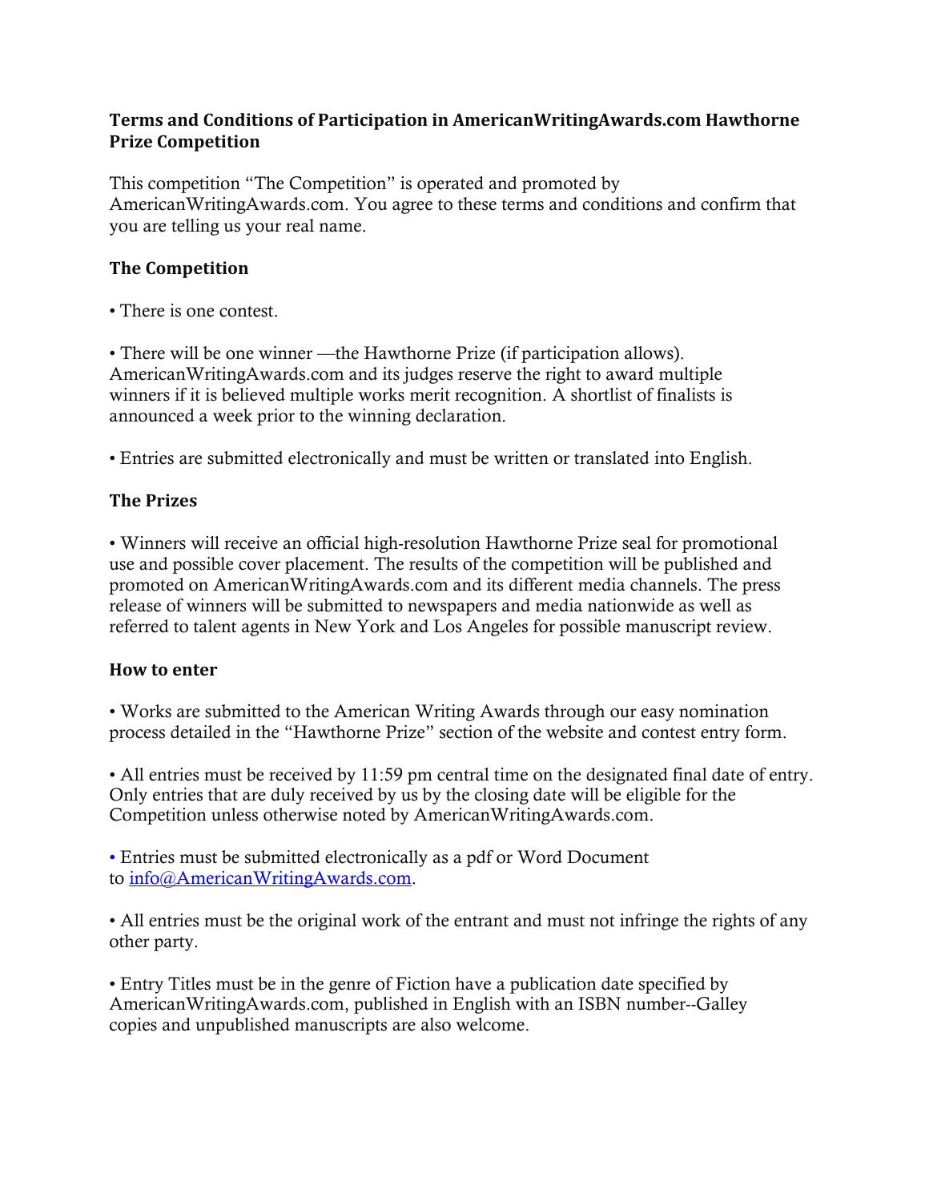## Terms and Conditions of Participation in AmericanWritingAwards.com Hawthorne Prize Competition

This competition "The Competition" is operated and promoted by AmericanWritingAwards.com. You agree to these terms and conditions and confirm that you are telling us your real name.

### The Competition

• There is one contest.

• There will be one winner —the Hawthorne Prize (if participation allows). AmericanWritingAwards.com and its judges reserve the right to award multiple winners if it is believed multiple works merit recognition. A shortlist of finalists is announced a week prior to the winning declaration.

• Entries are submitted electronically and must be written or translated into English.

### The Prizes

• Winners will receive an official high-resolution Hawthorne Prize seal for promotional use and possible cover placement. The results of the competition will be published and promoted on AmericanWritingAwards.com and its different media channels. The press release of winners will be submitted to newspapers and media nationwide as well as referred to talent agents in New York and Los Angeles for possible manuscript review.

### How to enter

• Works are submitted to the American Writing Awards through our easy nomination process detailed in the "Hawthorne Prize" section of the website and contest entry form.

• All entries must be received by 11:59 pm central time on the designated final date of entry. Only entries that are duly received by us by the closing date will be eligible for the Competition unless otherwise noted by AmericanWritingAwards.com.

• Entries must be submitted electronically as a pdf or Word Document to info@AmericanWritingAwards.com.

• All entries must be the original work of the entrant and must not infringe the rights of any other party.

• Entry Titles must be in the genre of Fiction have a publication date specified by AmericanWritingAwards.com, published in English with an ISBN number--Galley copies and unpublished manuscripts are also welcome.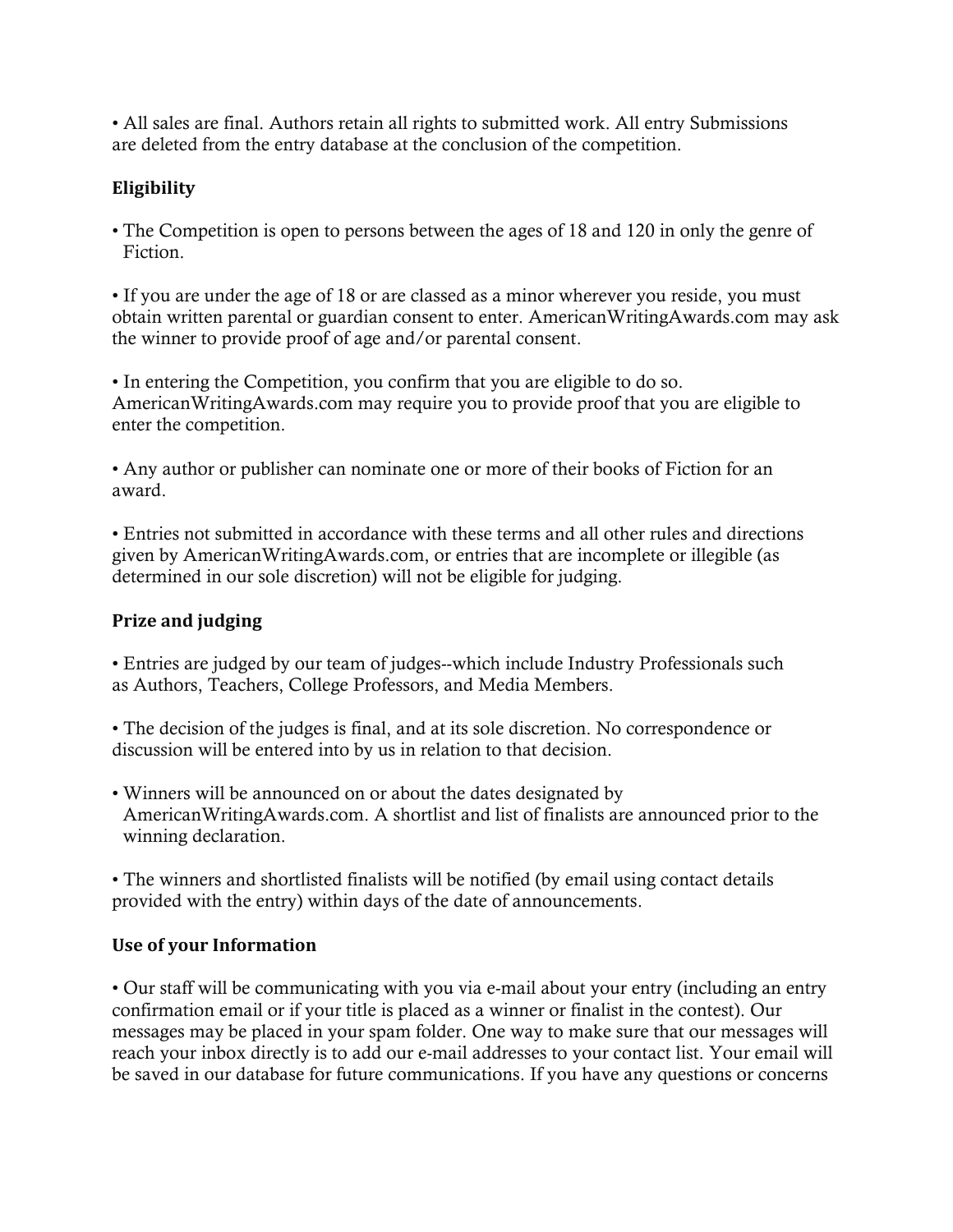- All sales are final. Authors retain all rights to submitted work. All entry Submissions are deleted from the entry database at the conclusion of the competition.

### Eligibility

- The Competition is open to persons between the ages of 18 and 120 in only the genre of Fiction.

- If you are under the age of 18 or are classed as a minor wherever you reside, you must obtain written parental or guardian consent to enter. AmericanWritingAwards.com may ask the winner to provide proof of age and/or parental consent.

- In entering the Competition, you confirm that you are eligible to do so. AmericanWritingAwards.com may require you to provide proof that you are eligible to enter the competition.

- Any author or publisher can nominate one or more of their books of Fiction for an award.

- Entries not submitted in accordance with these terms and all other rules and directions given by AmericanWritingAwards.com, or entries that are incomplete or illegible (as determined in our sole discretion) will not be eligible for judging.

### Prize and judging

- Entries are judged by our team of judges--which include Industry Professionals such as Authors, Teachers, College Professors, and Media Members.

- The decision of the judges is final, and at its sole discretion. No correspondence or discussion will be entered into by us in relation to that decision.

- Winners will be announced on or about the dates designated by AmericanWritingAwards.com. A shortlist and list of finalists are announced prior to the winning declaration.

- The winners and shortlisted finalists will be notified (by email using contact details provided with the entry) within days of the date of announcements.

### Use of your Information

- Our staff will be communicating with you via e-mail about your entry (including an entry confirmation email or if your title is placed as a winner or finalist in the contest). Our messages may be placed in your spam folder. One way to make sure that our messages will reach your inbox directly is to add our e-mail addresses to your contact list. Your email will be saved in our database for future communications. If you have any questions or concerns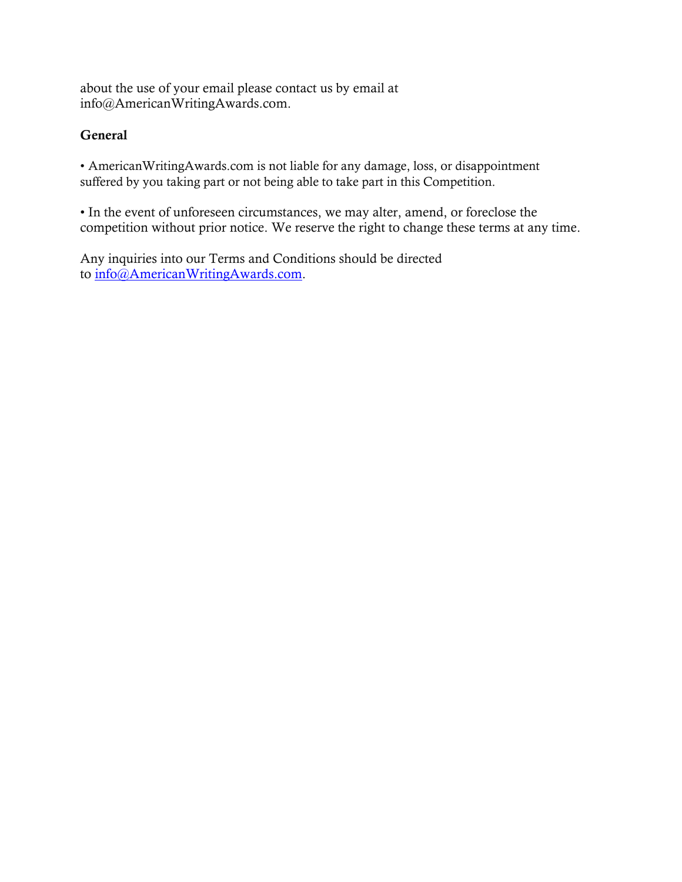about the use of your email please contact us by email at info@AmericanWritingAwards.com.

**General**

• AmericanWritingAwards.com is not liable for any damage, loss, or disappointment suffered by you taking part or not being able to take part in this Competition.

• In the event of unforeseen circumstances, we may alter, amend, or foreclose the competition without prior notice. We reserve the right to change these terms at any time.

Any inquiries into our Terms and Conditions should be directed to info@AmericanWritingAwards.com.